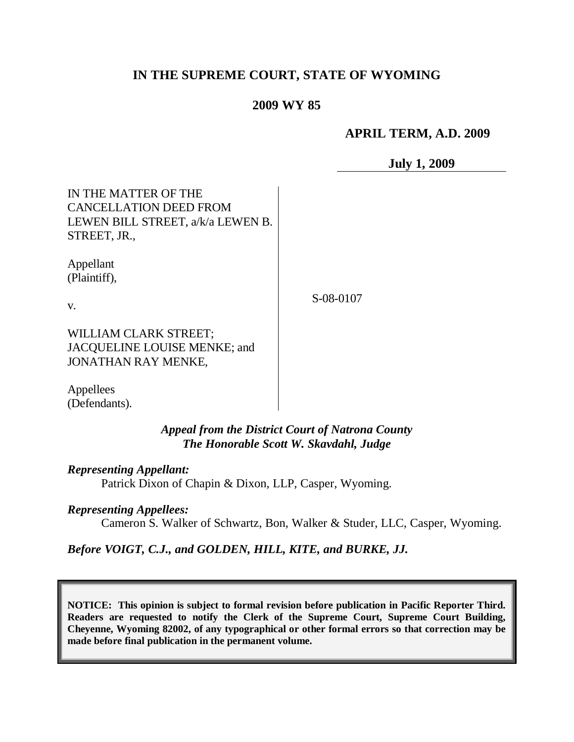# IN THE SUPREME COURT, STATE OF WYOMING

## 2009 WY 85

**APRIL TERM, A.D. 2009**

**July 1, 2009**

| | |
|---|---|
| IN THE MATTER OF THE CANCELLATION DEED FROM LEWEN BILL STREET, a/k/a LEWEN B. STREET, JR.,<br><br>Appellant (Plaintiff),<br><br>v.<br><br>WILLIAM CLARK STREET; JACQUELINE LOUISE MENKE; and JONATHAN RAY MENKE,<br><br>Appellees (Defendants). | S-08-0107 |

*Appeal from the District Court of Natrona County*
*The Honorable Scott W. Skavdahl, Judge*

***Representing Appellant:***
Patrick Dixon of Chapin & Dixon, LLP, Casper, Wyoming.

***Representing Appellees:***
Cameron S. Walker of Schwartz, Bon, Walker & Studer, LLC, Casper, Wyoming.

***Before VOIGT, C.J., and GOLDEN, HILL, KITE, and BURKE, JJ.***

**NOTICE: This opinion is subject to formal revision before publication in Pacific Reporter Third. Readers are requested to notify the Clerk of the Supreme Court, Supreme Court Building, Cheyenne, Wyoming 82002, of any typographical or other formal errors so that correction may be made before final publication in the permanent volume.**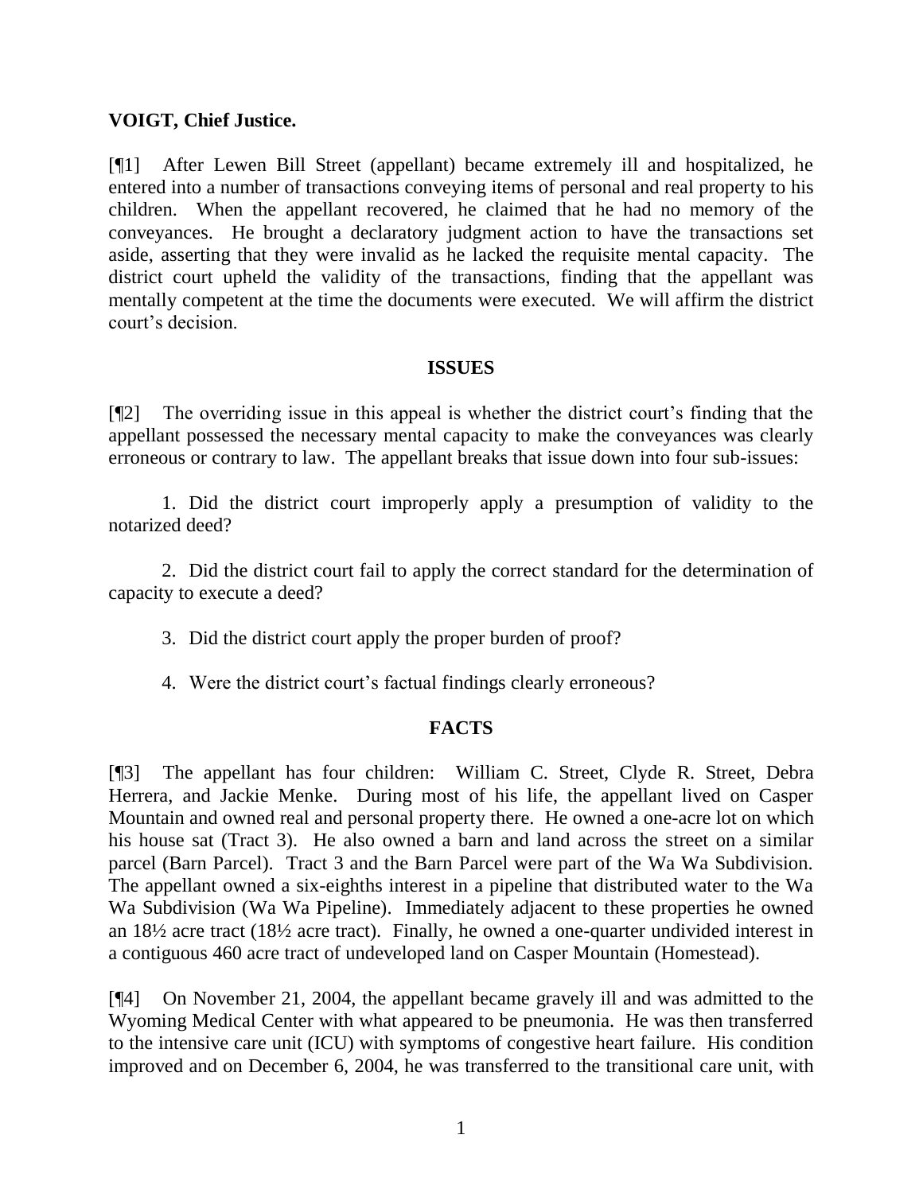**VOIGT, Chief Justice.**

[¶1] After Lewen Bill Street (appellant) became extremely ill and hospitalized, he entered into a number of transactions conveying items of personal and real property to his children. When the appellant recovered, he claimed that he had no memory of the conveyances. He brought a declaratory judgment action to have the transactions set aside, asserting that they were invalid as he lacked the requisite mental capacity. The district court upheld the validity of the transactions, finding that the appellant was mentally competent at the time the documents were executed. We will affirm the district court's decision.

## ISSUES

[¶2] The overriding issue in this appeal is whether the district court's finding that the appellant possessed the necessary mental capacity to make the conveyances was clearly erroneous or contrary to law. The appellant breaks that issue down into four sub-issues:

1. Did the district court improperly apply a presumption of validity to the notarized deed?

2. Did the district court fail to apply the correct standard for the determination of capacity to execute a deed?

3. Did the district court apply the proper burden of proof?

4. Were the district court's factual findings clearly erroneous?

## FACTS

[¶3] The appellant has four children: William C. Street, Clyde R. Street, Debra Herrera, and Jackie Menke. During most of his life, the appellant lived on Casper Mountain and owned real and personal property there. He owned a one-acre lot on which his house sat (Tract 3). He also owned a barn and land across the street on a similar parcel (Barn Parcel). Tract 3 and the Barn Parcel were part of the Wa Wa Subdivision. The appellant owned a six-eighths interest in a pipeline that distributed water to the Wa Wa Subdivision (Wa Wa Pipeline). Immediately adjacent to these properties he owned an 18½ acre tract (18½ acre tract). Finally, he owned a one-quarter undivided interest in a contiguous 460 acre tract of undeveloped land on Casper Mountain (Homestead).

[¶4] On November 21, 2004, the appellant became gravely ill and was admitted to the Wyoming Medical Center with what appeared to be pneumonia. He was then transferred to the intensive care unit (ICU) with symptoms of congestive heart failure. His condition improved and on December 6, 2004, he was transferred to the transitional care unit, with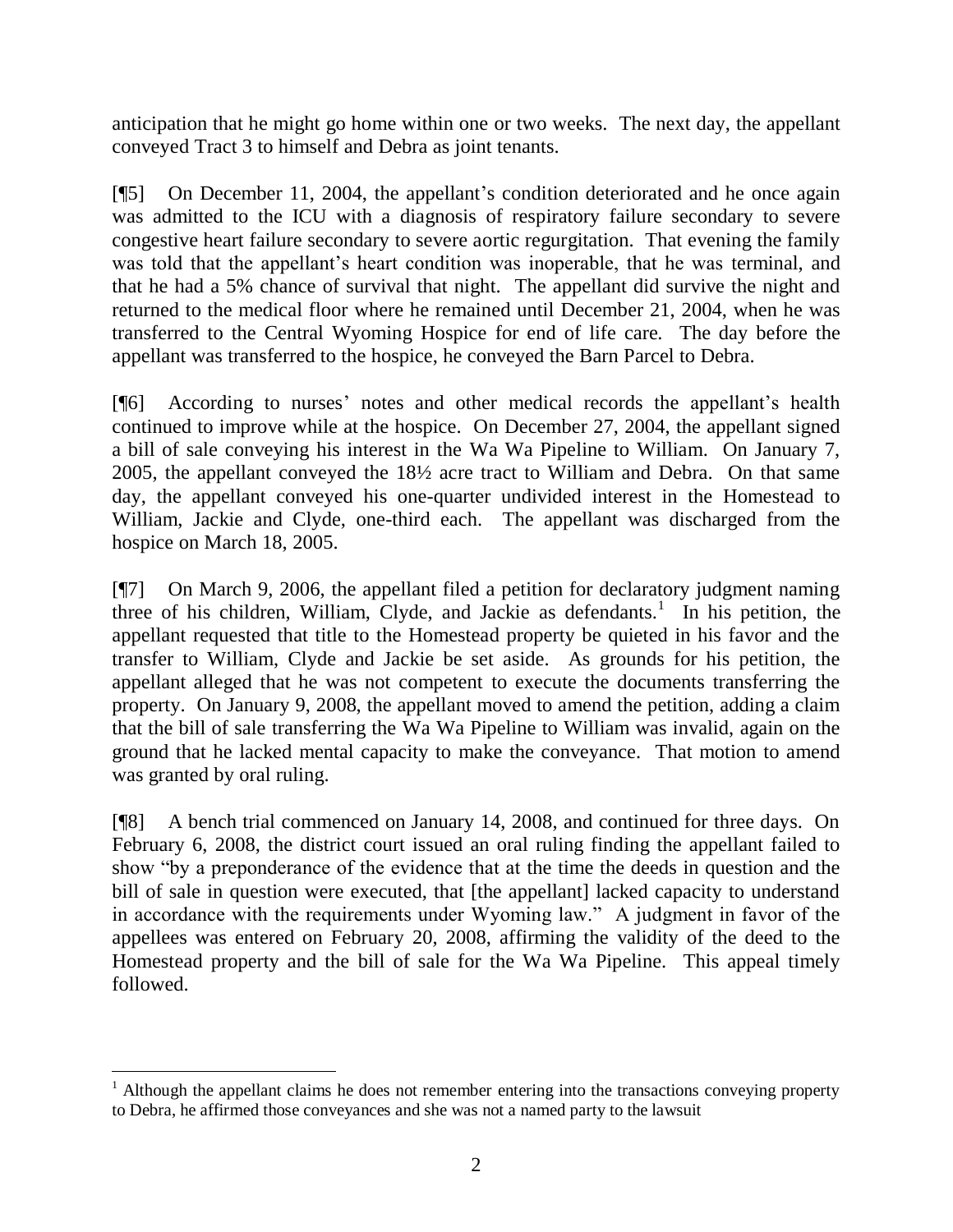anticipation that he might go home within one or two weeks. The next day, the appellant conveyed Tract 3 to himself and Debra as joint tenants.

[¶5] On December 11, 2004, the appellant's condition deteriorated and he once again was admitted to the ICU with a diagnosis of respiratory failure secondary to severe congestive heart failure secondary to severe aortic regurgitation. That evening the family was told that the appellant's heart condition was inoperable, that he was terminal, and that he had a 5% chance of survival that night. The appellant did survive the night and returned to the medical floor where he remained until December 21, 2004, when he was transferred to the Central Wyoming Hospice for end of life care. The day before the appellant was transferred to the hospice, he conveyed the Barn Parcel to Debra.

[¶6] According to nurses' notes and other medical records the appellant's health continued to improve while at the hospice. On December 27, 2004, the appellant signed a bill of sale conveying his interest in the Wa Wa Pipeline to William. On January 7, 2005, the appellant conveyed the 18½ acre tract to William and Debra. On that same day, the appellant conveyed his one-quarter undivided interest in the Homestead to William, Jackie and Clyde, one-third each. The appellant was discharged from the hospice on March 18, 2005.

[¶7] On March 9, 2006, the appellant filed a petition for declaratory judgment naming three of his children, William, Clyde, and Jackie as defendants.[1] In his petition, the appellant requested that title to the Homestead property be quieted in his favor and the transfer to William, Clyde and Jackie be set aside. As grounds for his petition, the appellant alleged that he was not competent to execute the documents transferring the property. On January 9, 2008, the appellant moved to amend the petition, adding a claim that the bill of sale transferring the Wa Wa Pipeline to William was invalid, again on the ground that he lacked mental capacity to make the conveyance. That motion to amend was granted by oral ruling.

[¶8] A bench trial commenced on January 14, 2008, and continued for three days. On February 6, 2008, the district court issued an oral ruling finding the appellant failed to show "by a preponderance of the evidence that at the time the deeds in question and the bill of sale in question were executed, that [the appellant] lacked capacity to understand in accordance with the requirements under Wyoming law." A judgment in favor of the appellees was entered on February 20, 2008, affirming the validity of the deed to the Homestead property and the bill of sale for the Wa Wa Pipeline. This appeal timely followed.

---

[1] Although the appellant claims he does not remember entering into the transactions conveying property to Debra, he affirmed those conveyances and she was not a named party to the lawsuit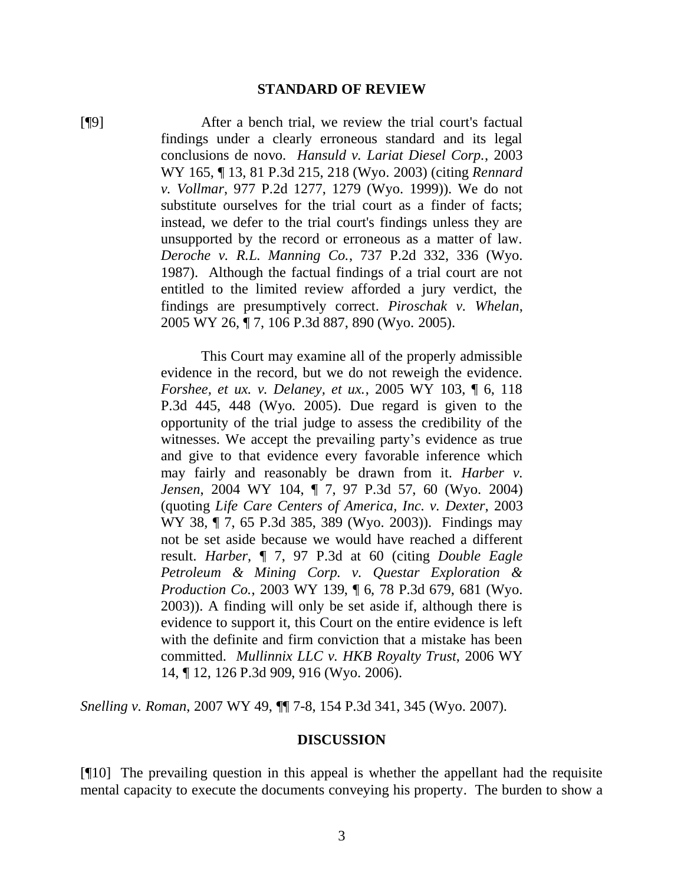## STANDARD OF REVIEW

[¶9] After a bench trial, we review the trial court's factual findings under a clearly erroneous standard and its legal conclusions de novo. *Hansuld v. Lariat Diesel Corp.*, 2003 WY 165, ¶ 13, 81 P.3d 215, 218 (Wyo. 2003) (citing *Rennard v. Vollmar*, 977 P.2d 1277, 1279 (Wyo. 1999)). We do not substitute ourselves for the trial court as a finder of facts; instead, we defer to the trial court's findings unless they are unsupported by the record or erroneous as a matter of law. *Deroche v. R.L. Manning Co.*, 737 P.2d 332, 336 (Wyo. 1987). Although the factual findings of a trial court are not entitled to the limited review afforded a jury verdict, the findings are presumptively correct. *Piroschak v. Whelan*, 2005 WY 26, ¶ 7, 106 P.3d 887, 890 (Wyo. 2005).

> This Court may examine all of the properly admissible evidence in the record, but we do not reweigh the evidence. *Forshee, et ux. v. Delaney, et ux.*, 2005 WY 103, ¶ 6, 118 P.3d 445, 448 (Wyo. 2005). Due regard is given to the opportunity of the trial judge to assess the credibility of the witnesses. We accept the prevailing party's evidence as true and give to that evidence every favorable inference which may fairly and reasonably be drawn from it. *Harber v. Jensen*, 2004 WY 104, ¶ 7, 97 P.3d 57, 60 (Wyo. 2004) (quoting *Life Care Centers of America, Inc. v. Dexter*, 2003 WY 38, ¶ 7, 65 P.3d 385, 389 (Wyo. 2003)). Findings may not be set aside because we would have reached a different result. *Harber*, ¶ 7, 97 P.3d at 60 (citing *Double Eagle Petroleum & Mining Corp. v. Questar Exploration & Production Co.*, 2003 WY 139, ¶ 6, 78 P.3d 679, 681 (Wyo. 2003)). A finding will only be set aside if, although there is evidence to support it, this Court on the entire evidence is left with the definite and firm conviction that a mistake has been committed. *Mullinnix LLC v. HKB Royalty Trust*, 2006 WY 14, ¶ 12, 126 P.3d 909, 916 (Wyo. 2006).

*Snelling v. Roman*, 2007 WY 49, ¶¶ 7-8, 154 P.3d 341, 345 (Wyo. 2007).

## DISCUSSION

[¶10] The prevailing question in this appeal is whether the appellant had the requisite mental capacity to execute the documents conveying his property. The burden to show a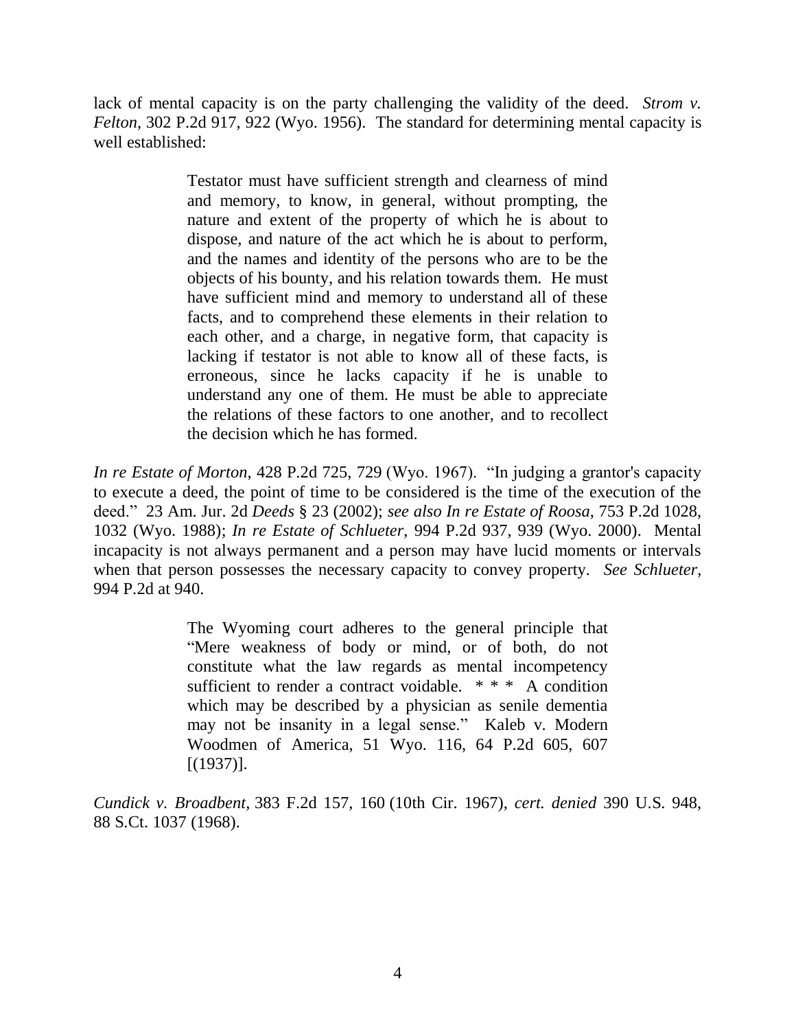lack of mental capacity is on the party challenging the validity of the deed. *Strom v. Felton*, 302 P.2d 917, 922 (Wyo. 1956). The standard for determining mental capacity is well established:

> Testator must have sufficient strength and clearness of mind and memory, to know, in general, without prompting, the nature and extent of the property of which he is about to dispose, and nature of the act which he is about to perform, and the names and identity of the persons who are to be the objects of his bounty, and his relation towards them. He must have sufficient mind and memory to understand all of these facts, and to comprehend these elements in their relation to each other, and a charge, in negative form, that capacity is lacking if testator is not able to know all of these facts, is erroneous, since he lacks capacity if he is unable to understand any one of them. He must be able to appreciate the relations of these factors to one another, and to recollect the decision which he has formed.

*In re Estate of Morton*, 428 P.2d 725, 729 (Wyo. 1967). "In judging a grantor's capacity to execute a deed, the point of time to be considered is the time of the execution of the deed." 23 Am. Jur. 2d *Deeds* § 23 (2002); *see also In re Estate of Roosa*, 753 P.2d 1028, 1032 (Wyo. 1988); *In re Estate of Schlueter*, 994 P.2d 937, 939 (Wyo. 2000). Mental incapacity is not always permanent and a person may have lucid moments or intervals when that person possesses the necessary capacity to convey property. *See Schlueter*, 994 P.2d at 940.

> The Wyoming court adheres to the general principle that "Mere weakness of body or mind, or of both, do not constitute what the law regards as mental incompetency sufficient to render a contract voidable. * * * A condition which may be described by a physician as senile dementia may not be insanity in a legal sense." Kaleb v. Modern Woodmen of America, 51 Wyo. 116, 64 P.2d 605, 607 [(1937)].

*Cundick v. Broadbent*, 383 F.2d 157, 160 (10th Cir. 1967), *cert. denied* 390 U.S. 948, 88 S.Ct. 1037 (1968).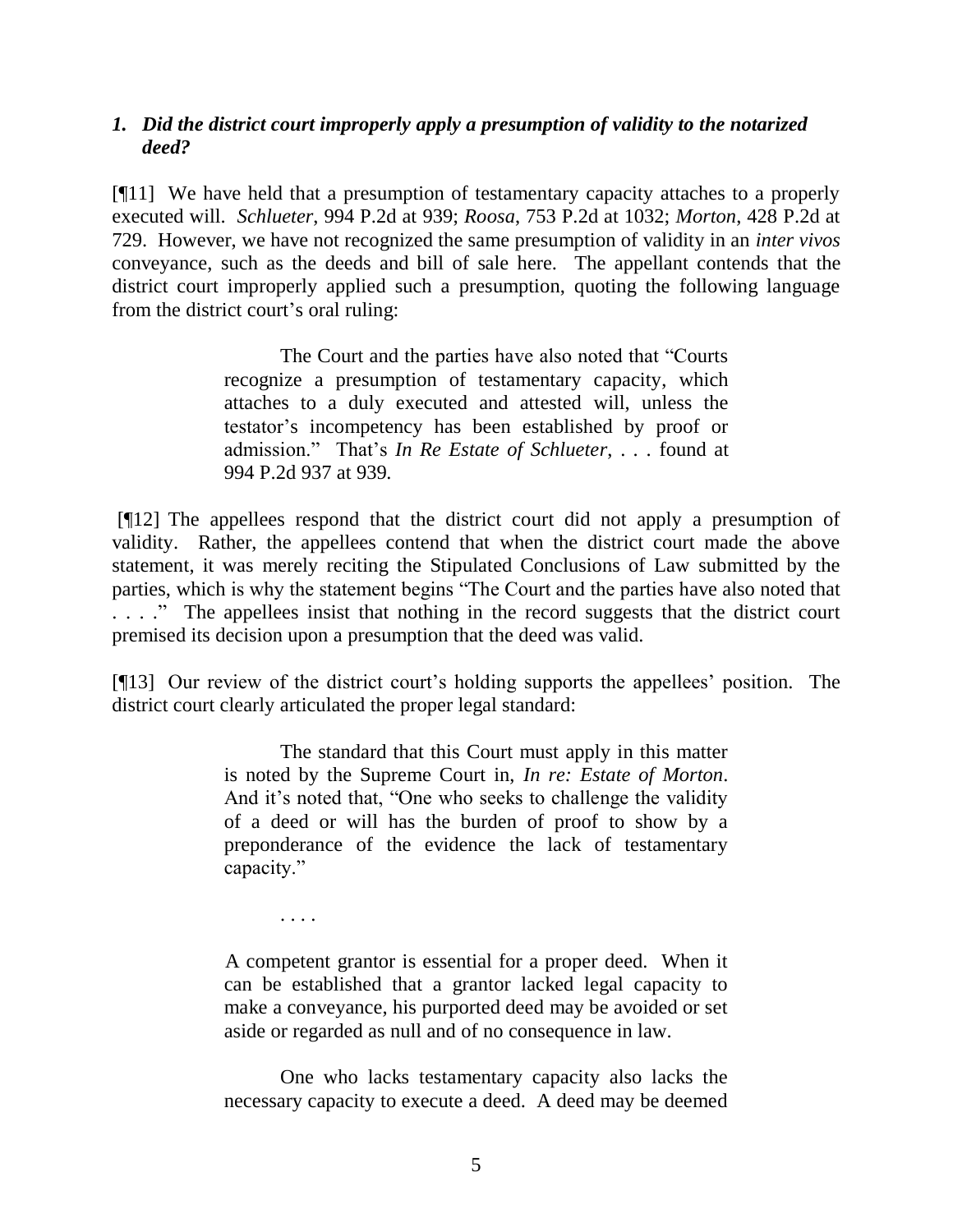### *1. Did the district court improperly apply a presumption of validity to the notarized deed?*

[¶11] We have held that a presumption of testamentary capacity attaches to a properly executed will. *Schlueter*, 994 P.2d at 939; *Roosa*, 753 P.2d at 1032; *Morton*, 428 P.2d at 729. However, we have not recognized the same presumption of validity in an *inter vivos* conveyance, such as the deeds and bill of sale here. The appellant contends that the district court improperly applied such a presumption, quoting the following language from the district court's oral ruling:

> The Court and the parties have also noted that "Courts recognize a presumption of testamentary capacity, which attaches to a duly executed and attested will, unless the testator's incompetency has been established by proof or admission." That's *In Re Estate of Schlueter*, . . . found at 994 P.2d 937 at 939.

[¶12] The appellees respond that the district court did not apply a presumption of validity. Rather, the appellees contend that when the district court made the above statement, it was merely reciting the Stipulated Conclusions of Law submitted by the parties, which is why the statement begins "The Court and the parties have also noted that . . . ." The appellees insist that nothing in the record suggests that the district court premised its decision upon a presumption that the deed was valid.

[¶13] Our review of the district court's holding supports the appellees' position. The district court clearly articulated the proper legal standard:

> The standard that this Court must apply in this matter is noted by the Supreme Court in, *In re: Estate of Morton*. And it's noted that, "One who seeks to challenge the validity of a deed or will has the burden of proof to show by a preponderance of the evidence the lack of testamentary capacity."
>
> . . . .
>
> A competent grantor is essential for a proper deed. When it can be established that a grantor lacked legal capacity to make a conveyance, his purported deed may be avoided or set aside or regarded as null and of no consequence in law.
>
> One who lacks testamentary capacity also lacks the necessary capacity to execute a deed. A deed may be deemed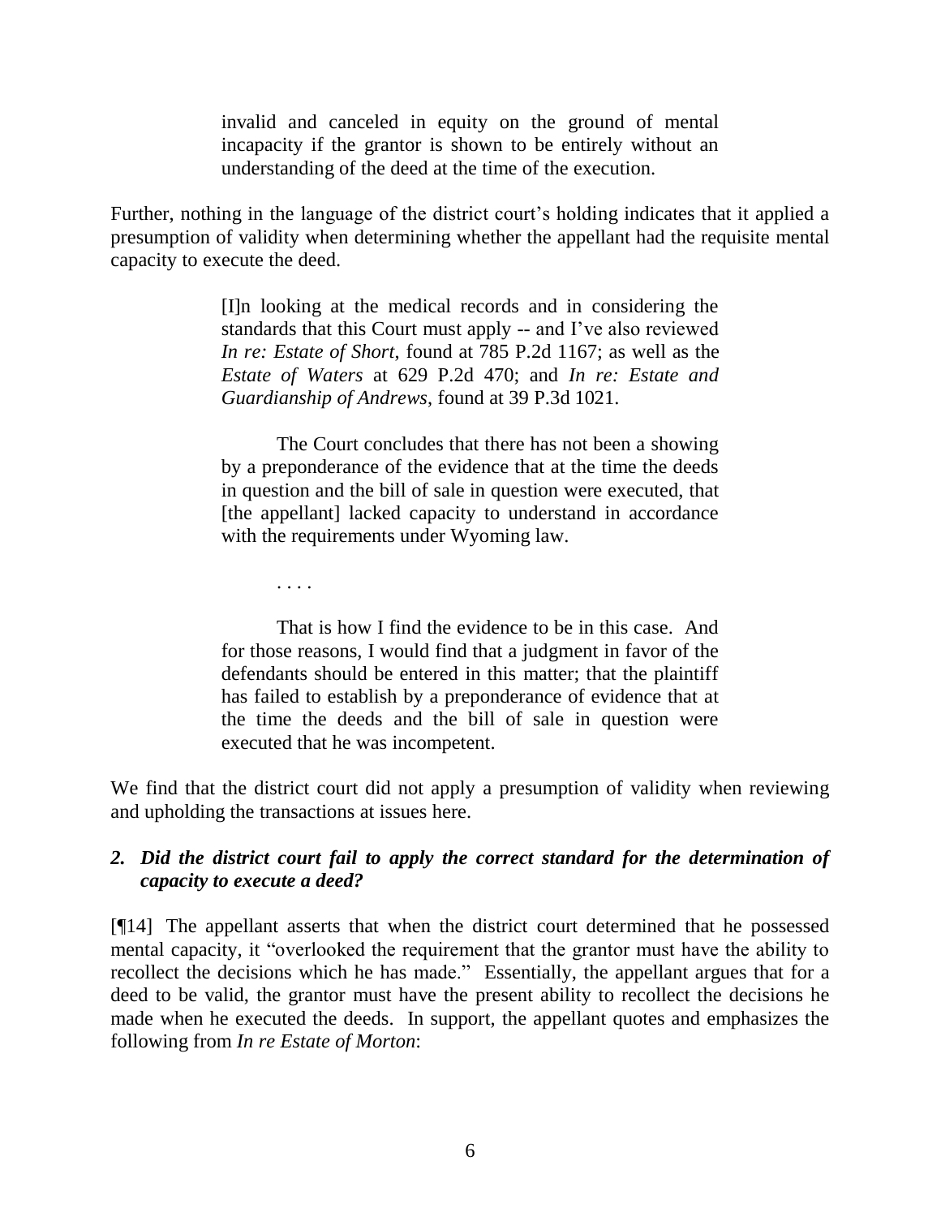> invalid and canceled in equity on the ground of mental incapacity if the grantor is shown to be entirely without an understanding of the deed at the time of the execution.

Further, nothing in the language of the district court's holding indicates that it applied a presumption of validity when determining whether the appellant had the requisite mental capacity to execute the deed.

> [I]n looking at the medical records and in considering the standards that this Court must apply -- and I've also reviewed *In re: Estate of Short*, found at 785 P.2d 1167; as well as the *Estate of Waters* at 629 P.2d 470; and *In re: Estate and Guardianship of Andrews*, found at 39 P.3d 1021.
>
> The Court concludes that there has not been a showing by a preponderance of the evidence that at the time the deeds in question and the bill of sale in question were executed, that [the appellant] lacked capacity to understand in accordance with the requirements under Wyoming law.
>
> . . . .
>
> That is how I find the evidence to be in this case. And for those reasons, I would find that a judgment in favor of the defendants should be entered in this matter; that the plaintiff has failed to establish by a preponderance of evidence that at the time the deeds and the bill of sale in question were executed that he was incompetent.

We find that the district court did not apply a presumption of validity when reviewing and upholding the transactions at issues here.

### *2. Did the district court fail to apply the correct standard for the determination of capacity to execute a deed?*

[¶14] The appellant asserts that when the district court determined that he possessed mental capacity, it "overlooked the requirement that the grantor must have the ability to recollect the decisions which he has made." Essentially, the appellant argues that for a deed to be valid, the grantor must have the present ability to recollect the decisions he made when he executed the deeds. In support, the appellant quotes and emphasizes the following from *In re Estate of Morton*: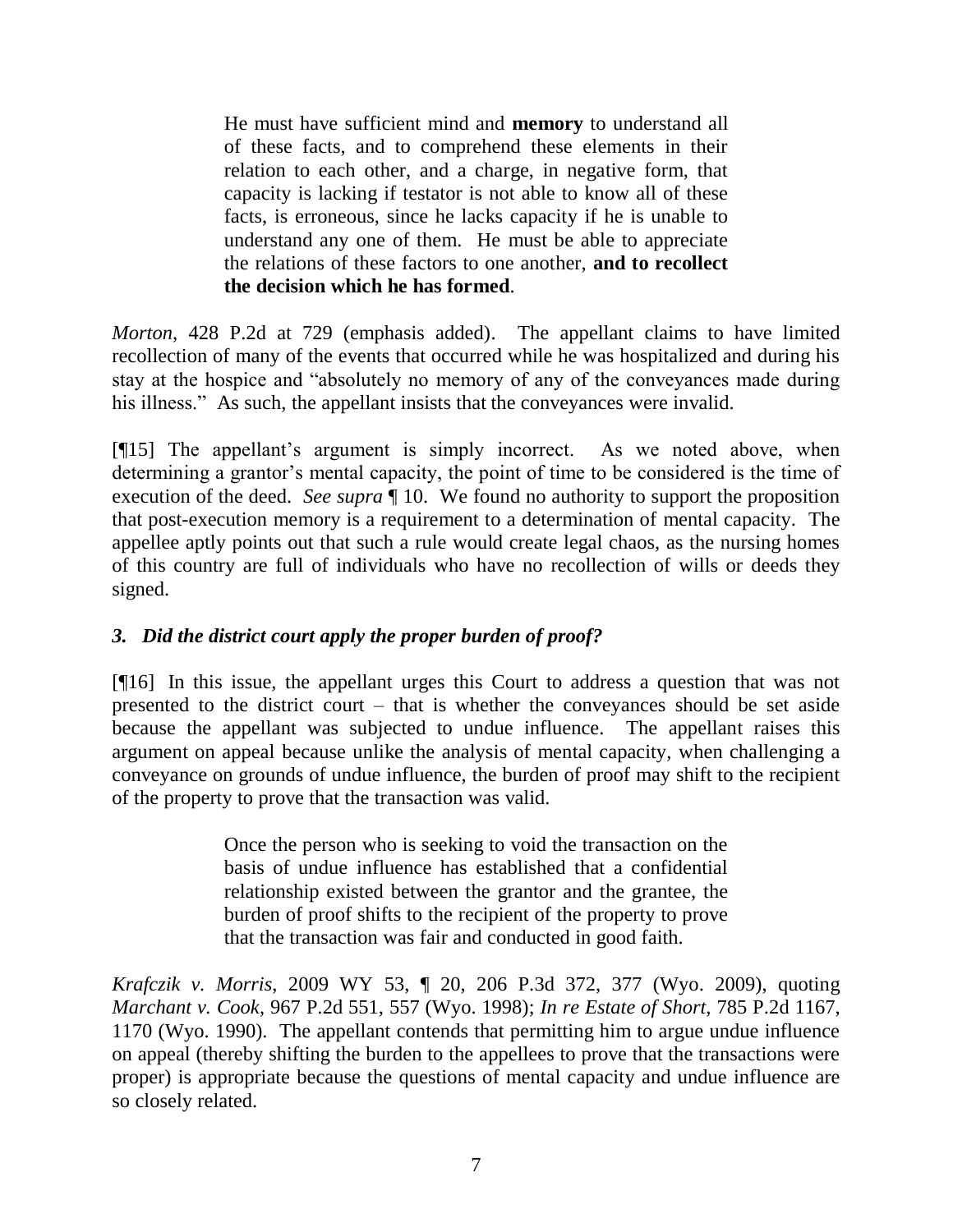> He must have sufficient mind and **memory** to understand all of these facts, and to comprehend these elements in their relation to each other, and a charge, in negative form, that capacity is lacking if testator is not able to know all of these facts, is erroneous, since he lacks capacity if he is unable to understand any one of them. He must be able to appreciate the relations of these factors to one another, **and to recollect the decision which he has formed**.

*Morton*, 428 P.2d at 729 (emphasis added). The appellant claims to have limited recollection of many of the events that occurred while he was hospitalized and during his stay at the hospice and "absolutely no memory of any of the conveyances made during his illness." As such, the appellant insists that the conveyances were invalid.

[¶15] The appellant's argument is simply incorrect. As we noted above, when determining a grantor's mental capacity, the point of time to be considered is the time of execution of the deed. *See supra* ¶ 10. We found no authority to support the proposition that post-execution memory is a requirement to a determination of mental capacity. The appellee aptly points out that such a rule would create legal chaos, as the nursing homes of this country are full of individuals who have no recollection of wills or deeds they signed.

### *3. Did the district court apply the proper burden of proof?*

[¶16] In this issue, the appellant urges this Court to address a question that was not presented to the district court – that is whether the conveyances should be set aside because the appellant was subjected to undue influence. The appellant raises this argument on appeal because unlike the analysis of mental capacity, when challenging a conveyance on grounds of undue influence, the burden of proof may shift to the recipient of the property to prove that the transaction was valid.

> Once the person who is seeking to void the transaction on the basis of undue influence has established that a confidential relationship existed between the grantor and the grantee, the burden of proof shifts to the recipient of the property to prove that the transaction was fair and conducted in good faith.

*Krafczik v. Morris*, 2009 WY 53, ¶ 20, 206 P.3d 372, 377 (Wyo. 2009), quoting *Marchant v. Cook*, 967 P.2d 551, 557 (Wyo. 1998); *In re Estate of Short*, 785 P.2d 1167, 1170 (Wyo. 1990). The appellant contends that permitting him to argue undue influence on appeal (thereby shifting the burden to the appellees to prove that the transactions were proper) is appropriate because the questions of mental capacity and undue influence are so closely related.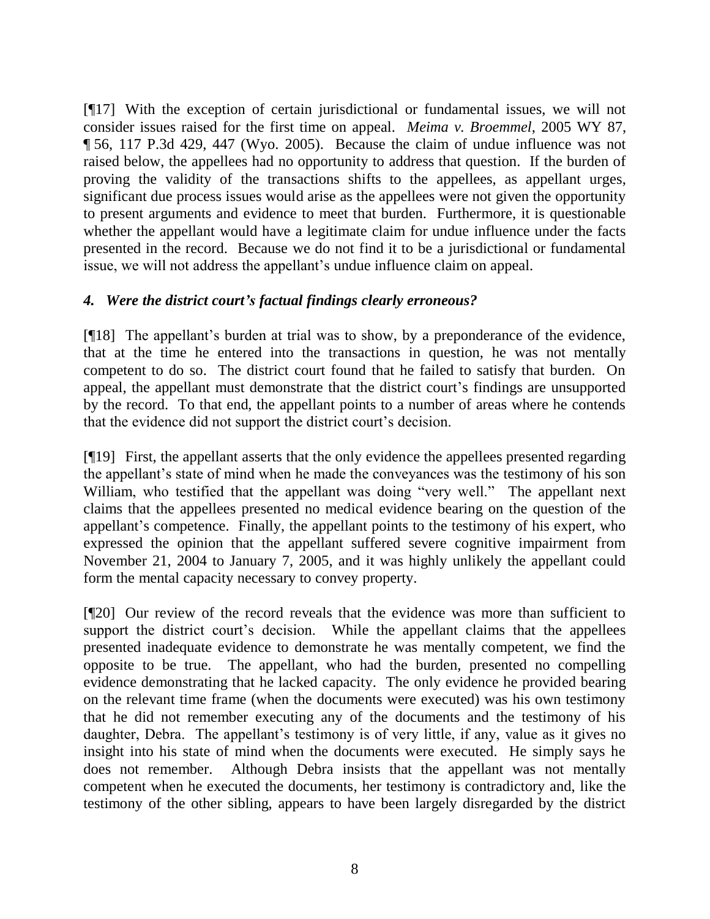[¶17] With the exception of certain jurisdictional or fundamental issues, we will not consider issues raised for the first time on appeal. *Meima v. Broemmel*, 2005 WY 87, ¶ 56, 117 P.3d 429, 447 (Wyo. 2005). Because the claim of undue influence was not raised below, the appellees had no opportunity to address that question. If the burden of proving the validity of the transactions shifts to the appellees, as appellant urges, significant due process issues would arise as the appellees were not given the opportunity to present arguments and evidence to meet that burden. Furthermore, it is questionable whether the appellant would have a legitimate claim for undue influence under the facts presented in the record. Because we do not find it to be a jurisdictional or fundamental issue, we will not address the appellant's undue influence claim on appeal.

### *4. Were the district court's factual findings clearly erroneous?*

[¶18] The appellant's burden at trial was to show, by a preponderance of the evidence, that at the time he entered into the transactions in question, he was not mentally competent to do so. The district court found that he failed to satisfy that burden. On appeal, the appellant must demonstrate that the district court's findings are unsupported by the record. To that end, the appellant points to a number of areas where he contends that the evidence did not support the district court's decision.

[¶19] First, the appellant asserts that the only evidence the appellees presented regarding the appellant's state of mind when he made the conveyances was the testimony of his son William, who testified that the appellant was doing "very well." The appellant next claims that the appellees presented no medical evidence bearing on the question of the appellant's competence. Finally, the appellant points to the testimony of his expert, who expressed the opinion that the appellant suffered severe cognitive impairment from November 21, 2004 to January 7, 2005, and it was highly unlikely the appellant could form the mental capacity necessary to convey property.

[¶20] Our review of the record reveals that the evidence was more than sufficient to support the district court's decision. While the appellant claims that the appellees presented inadequate evidence to demonstrate he was mentally competent, we find the opposite to be true. The appellant, who had the burden, presented no compelling evidence demonstrating that he lacked capacity. The only evidence he provided bearing on the relevant time frame (when the documents were executed) was his own testimony that he did not remember executing any of the documents and the testimony of his daughter, Debra. The appellant's testimony is of very little, if any, value as it gives no insight into his state of mind when the documents were executed. He simply says he does not remember. Although Debra insists that the appellant was not mentally competent when he executed the documents, her testimony is contradictory and, like the testimony of the other sibling, appears to have been largely disregarded by the district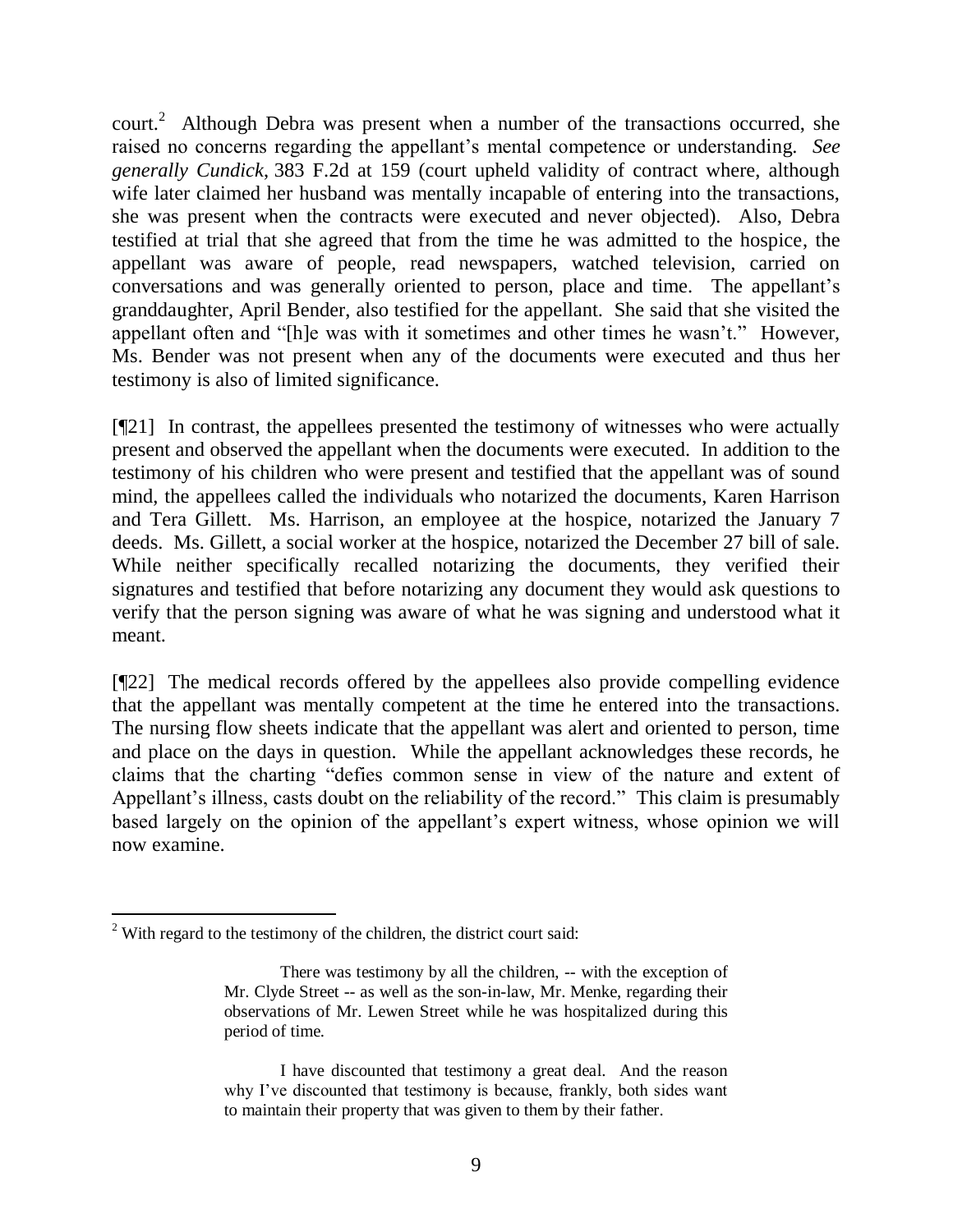court.[2] Although Debra was present when a number of the transactions occurred, she raised no concerns regarding the appellant's mental competence or understanding. *See generally Cundick*, 383 F.2d at 159 (court upheld validity of contract where, although wife later claimed her husband was mentally incapable of entering into the transactions, she was present when the contracts were executed and never objected). Also, Debra testified at trial that she agreed that from the time he was admitted to the hospice, the appellant was aware of people, read newspapers, watched television, carried on conversations and was generally oriented to person, place and time. The appellant's granddaughter, April Bender, also testified for the appellant. She said that she visited the appellant often and "[h]e was with it sometimes and other times he wasn't." However, Ms. Bender was not present when any of the documents were executed and thus her testimony is also of limited significance.

[¶21] In contrast, the appellees presented the testimony of witnesses who were actually present and observed the appellant when the documents were executed. In addition to the testimony of his children who were present and testified that the appellant was of sound mind, the appellees called the individuals who notarized the documents, Karen Harrison and Tera Gillett. Ms. Harrison, an employee at the hospice, notarized the January 7 deeds. Ms. Gillett, a social worker at the hospice, notarized the December 27 bill of sale. While neither specifically recalled notarizing the documents, they verified their signatures and testified that before notarizing any document they would ask questions to verify that the person signing was aware of what he was signing and understood what it meant.

[¶22] The medical records offered by the appellees also provide compelling evidence that the appellant was mentally competent at the time he entered into the transactions. The nursing flow sheets indicate that the appellant was alert and oriented to person, time and place on the days in question. While the appellant acknowledges these records, he claims that the charting "defies common sense in view of the nature and extent of Appellant's illness, casts doubt on the reliability of the record." This claim is presumably based largely on the opinion of the appellant's expert witness, whose opinion we will now examine.

---

[2] With regard to the testimony of the children, the district court said:

> There was testimony by all the children, -- with the exception of Mr. Clyde Street -- as well as the son-in-law, Mr. Menke, regarding their observations of Mr. Lewen Street while he was hospitalized during this period of time.
>
> I have discounted that testimony a great deal. And the reason why I've discounted that testimony is because, frankly, both sides want to maintain their property that was given to them by their father.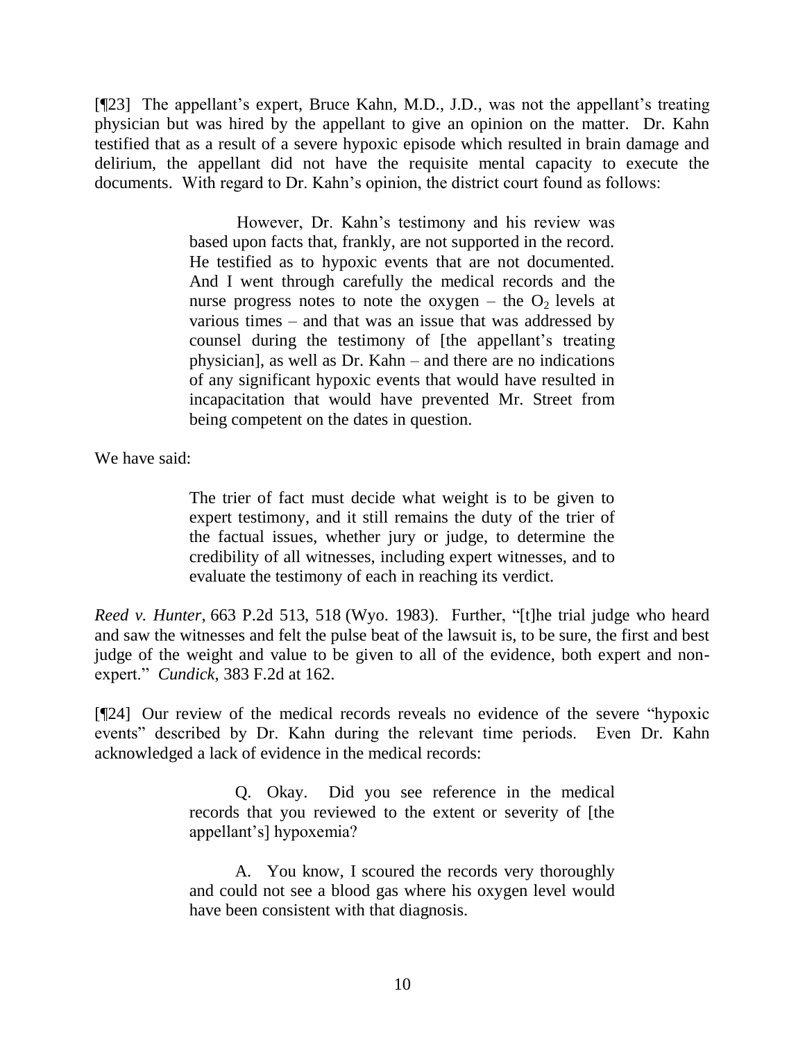[¶23] The appellant's expert, Bruce Kahn, M.D., J.D., was not the appellant's treating physician but was hired by the appellant to give an opinion on the matter. Dr. Kahn testified that as a result of a severe hypoxic episode which resulted in brain damage and delirium, the appellant did not have the requisite mental capacity to execute the documents. With regard to Dr. Kahn's opinion, the district court found as follows:

> However, Dr. Kahn's testimony and his review was based upon facts that, frankly, are not supported in the record. He testified as to hypoxic events that are not documented. And I went through carefully the medical records and the nurse progress notes to note the oxygen – the $O_2$ levels at various times – and that was an issue that was addressed by counsel during the testimony of [the appellant's treating physician], as well as Dr. Kahn – and there are no indications of any significant hypoxic events that would have resulted in incapacitation that would have prevented Mr. Street from being competent on the dates in question.

We have said:

> The trier of fact must decide what weight is to be given to expert testimony, and it still remains the duty of the trier of the factual issues, whether jury or judge, to determine the credibility of all witnesses, including expert witnesses, and to evaluate the testimony of each in reaching its verdict.

*Reed v. Hunter*, 663 P.2d 513, 518 (Wyo. 1983). Further, "[t]he trial judge who heard and saw the witnesses and felt the pulse beat of the lawsuit is, to be sure, the first and best judge of the weight and value to be given to all of the evidence, both expert and non-expert." *Cundick*, 383 F.2d at 162.

[¶24] Our review of the medical records reveals no evidence of the severe "hypoxic events" described by Dr. Kahn during the relevant time periods. Even Dr. Kahn acknowledged a lack of evidence in the medical records:

> Q. Okay. Did you see reference in the medical records that you reviewed to the extent or severity of [the appellant's] hypoxemia?
>
> A. You know, I scoured the records very thoroughly and could not see a blood gas where his oxygen level would have been consistent with that diagnosis.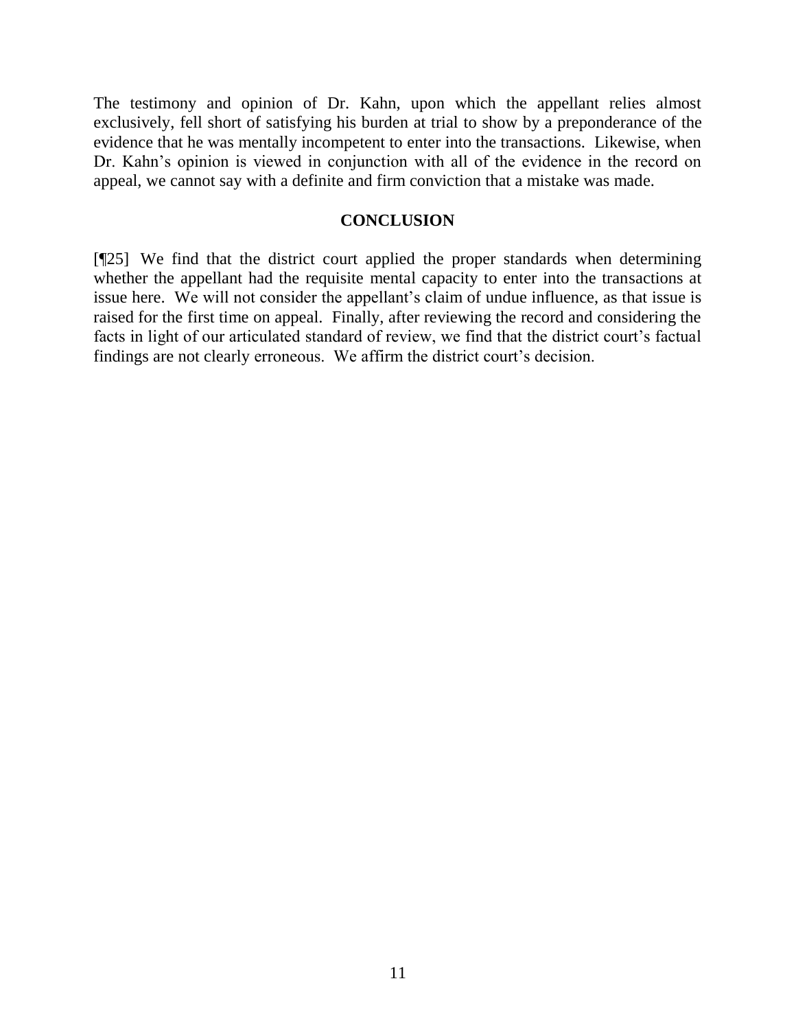The testimony and opinion of Dr. Kahn, upon which the appellant relies almost exclusively, fell short of satisfying his burden at trial to show by a preponderance of the evidence that he was mentally incompetent to enter into the transactions. Likewise, when Dr. Kahn's opinion is viewed in conjunction with all of the evidence in the record on appeal, we cannot say with a definite and firm conviction that a mistake was made.

## CONCLUSION

[¶25] We find that the district court applied the proper standards when determining whether the appellant had the requisite mental capacity to enter into the transactions at issue here. We will not consider the appellant's claim of undue influence, as that issue is raised for the first time on appeal. Finally, after reviewing the record and considering the facts in light of our articulated standard of review, we find that the district court's factual findings are not clearly erroneous. We affirm the district court's decision.